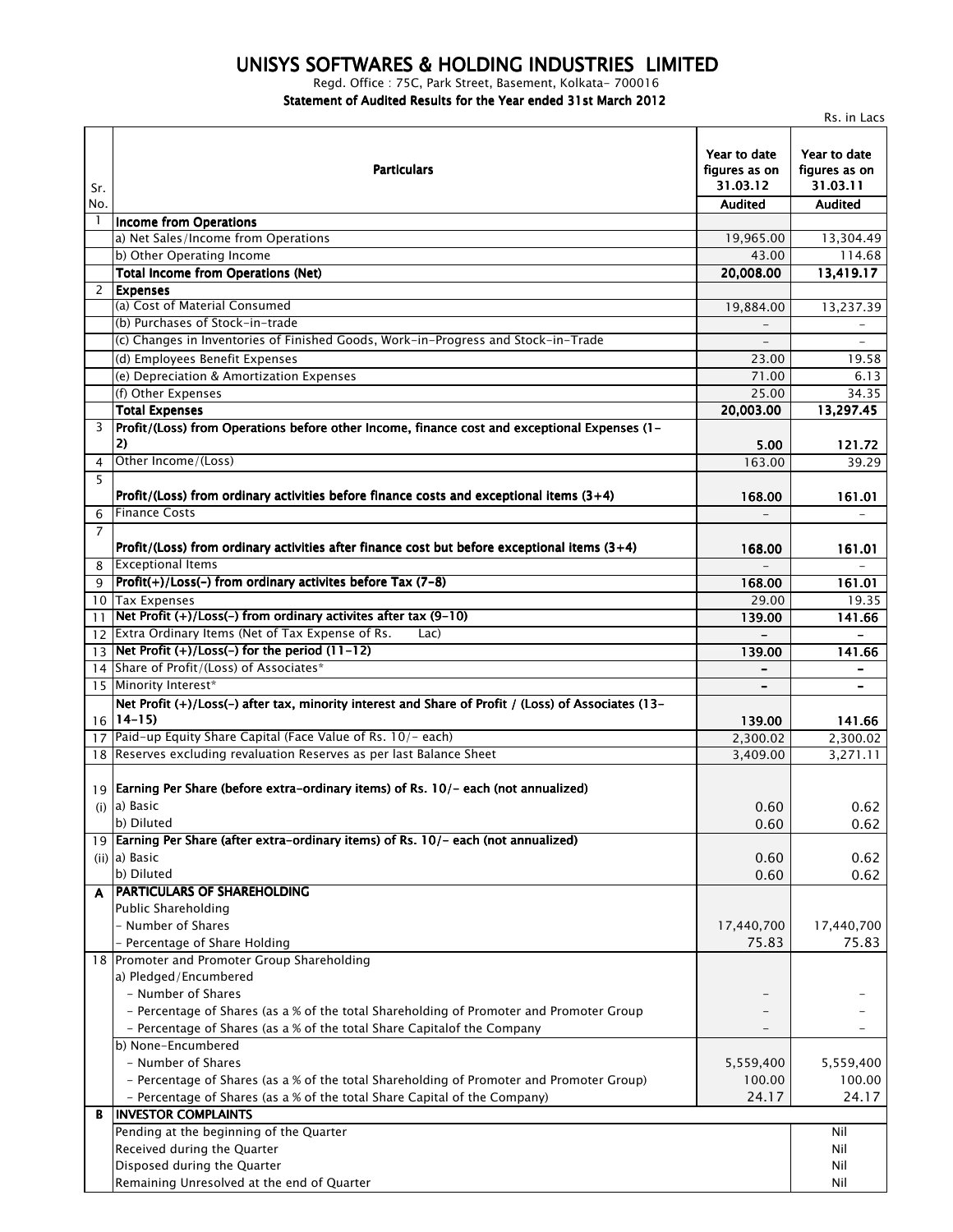# UNISYS SOFTWARES & HOLDING INDUSTRIES LIMITED

Regd. Office : 75C, Park Street, Basement, Kolkata- 700016

**Statement of Audited Results for the Year ended 31st March 2012**

Rs. in Lacs

| Sr. No. | Particulars | Year to date figures as on 31.03.12 | Year to date figures as on 31.03.11 |
|---|---|---|---|
| | | **Audited** | **Audited** |
| 1 | **Income from Operations** | | |
| | a) Net Sales/Income from Operations | 19,965.00 | 13,304.49 |
| | b) Other Operating Income | 43.00 | 114.68 |
| | **Total Income from Operations (Net)** | **20,008.00** | **13,419.17** |
| 2 | **Expenses** | | |
| | (a) Cost of Material Consumed | 19,884.00 | 13,237.39 |
| | (b) Purchases of Stock-in-trade | - | - |
| | (c) Changes in Inventories of Finished Goods, Work-in-Progress and Stock-in-Trade | - | - |
| | (d) Employees Benefit Expenses | 23.00 | 19.58 |
| | (e) Depreciation & Amortization Expenses | 71.00 | 6.13 |
| | (f) Other Expenses | 25.00 | 34.35 |
| | **Total Expenses** | **20,003.00** | **13,297.45** |
| 3 | **Profit/(Loss) from Operations before other Income, finance cost and exceptional Expenses (1-2)** | **5.00** | **121.72** |
| 4 | Other Income/(Loss) | 163.00 | 39.29 |
| 5 | **Profit/(Loss) from ordinary activities before finance costs and exceptional items (3+4)** | **168.00** | **161.01** |
| 6 | Finance Costs | - | - |
| 7 | **Profit/(Loss) from ordinary activities after finance cost but before exceptional items (3+4)** | **168.00** | **161.01** |
| 8 | Exceptional Items | - | - |
| 9 | **Profit(+)/Loss(-) from ordinary activites before Tax (7-8)** | **168.00** | **161.01** |
| 10 | Tax Expenses | 29.00 | 19.35 |
| 11 | **Net Profit (+)/Loss(-) from ordinary activites after tax (9-10)** | **139.00** | **141.66** |
| 12 | Extra Ordinary Items (Net of Tax Expense of Rs. Lac) | - | - |
| 13 | **Net Profit (+)/Loss(-) for the period (11-12)** | **139.00** | **141.66** |
| 14 | Share of Profit/(Loss) of Associates* | - | - |
| 15 | Minority Interest* | - | - |
| 16 | **Net Profit (+)/Loss(-) after tax, minority interest and Share of Profit / (Loss) of Associates (13-14-15)** | **139.00** | **141.66** |
| 17 | Paid-up Equity Share Capital (Face Value of Rs. 10/- each) | 2,300.02 | 2,300.02 |
| 18 | Reserves excluding revaluation Reserves as per last Balance Sheet | 3,409.00 | 3,271.11 |
| 19 (i) | **Earning Per Share (before extra-ordinary items) of Rs. 10/- each (not annualized)** | | |
| | a) Basic | 0.60 | 0.62 |
| | b) Diluted | 0.60 | 0.62 |
| 19 (ii) | **Earning Per Share (after extra-ordinary items) of Rs. 10/- each (not annualized)** | | |
| | a) Basic | 0.60 | 0.62 |
| | b) Diluted | 0.60 | 0.62 |
| **A** | **PARTICULARS OF SHAREHOLDING** | | |
| | Public Shareholding | | |
| | - Number of Shares | 17,440,700 | 17,440,700 |
| | - Percentage of Share Holding | 75.83 | 75.83 |
| 18 | Promoter and Promoter Group Shareholding | | |
| | a) Pledged/Encumbered | | |
| | - Number of Shares | - | - |
| | - Percentage of Shares (as a % of the total Shareholding of Promoter and Promoter Group | - | - |
| | - Percentage of Shares (as a % of the total Share Capitalof the Company | - | - |
| | b) None-Encumbered | | |
| | - Number of Shares | 5,559,400 | 5,559,400 |
| | - Percentage of Shares (as a % of the total Shareholding of Promoter and Promoter Group) | 100.00 | 100.00 |
| | - Percentage of Shares (as a % of the total Share Capital of the Company) | 24.17 | 24.17 |
| **B** | **INVESTOR COMPLAINTS** | | |
| | Pending at the beginning of the Quarter | | Nil |
| | Received during the Quarter | | Nil |
| | Disposed during the Quarter | | Nil |
| | Remaining Unresolved at the end of Quarter | | Nil |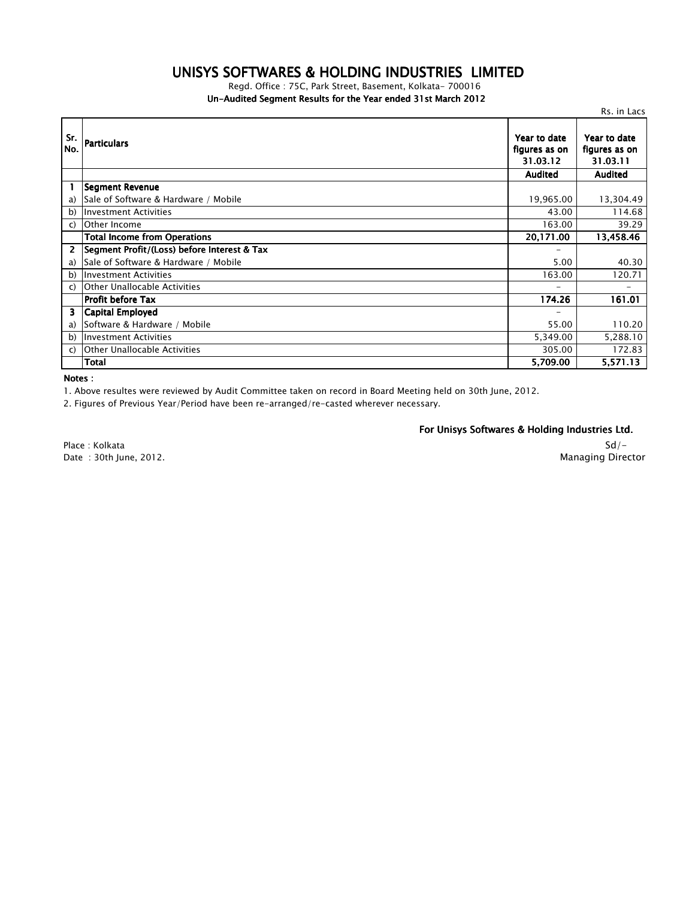# UNISYS SOFTWARES & HOLDING INDUSTRIES LIMITED

Regd. Office : 75C, Park Street, Basement, Kolkata- 700016

**Un-Audited Segment Results for the Year ended 31st March 2012**

Rs. in Lacs

| Sr. No. | Particulars | Year to date figures as on 31.03.12 | Year to date figures as on 31.03.11 |
|---|---|---|---|
| | | **Audited** | **Audited** |
| **1** | **Segment Revenue** | | |
| a) | Sale of Software & Hardware / Mobile | 19,965.00 | 13,304.49 |
| b) | Investment Activities | 43.00 | 114.68 |
| c) | Other Income | 163.00 | 39.29 |
| | **Total Income from Operations** | **20,171.00** | **13,458.46** |
| **2** | **Segment Profit/(Loss) before Interest & Tax** | - | |
| a) | Sale of Software & Hardware / Mobile | 5.00 | 40.30 |
| b) | Investment Activities | 163.00 | 120.71 |
| c) | Other Unallocable Activities | - | - |
| | **Profit before Tax** | **174.26** | **161.01** |
| **3** | **Capital Employed** | - | |
| a) | Software & Hardware / Mobile | 55.00 | 110.20 |
| b) | Investment Activities | 5,349.00 | 5,288.10 |
| c) | Other Unallocable Activities | 305.00 | 172.83 |
| | **Total** | **5,709.00** | **5,571.13** |

**Notes :**

1. Above resultes were reviewed by Audit Committee taken on record in Board Meeting held on 30th June, 2012.
2. Figures of Previous Year/Period have been re-arranged/re-casted wherever necessary.

**For Unisys Softwares & Holding Industries Ltd.**

Sd/-

Managing Director

Place : Kolkata

Date : 30th June, 2012.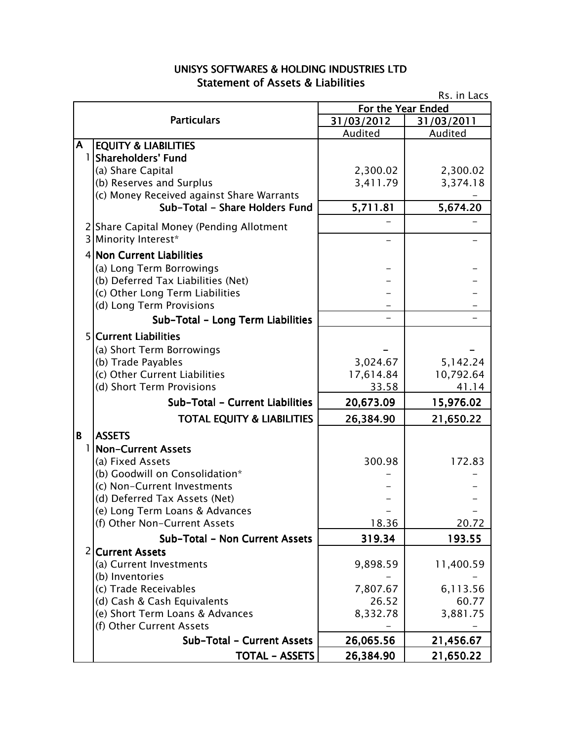# UNISYS SOFTWARES & HOLDING INDUSTRIES LTD

## Statement of Assets & Liabilities

Rs. in Lacs

| | Particulars | For the Year Ended | |
|---|---|---|---|
| | | 31/03/2012 | 31/03/2011 |
| | | Audited | Audited |
| **A** | **EQUITY & LIABILITIES** | | |
| 1 | **Shareholders' Fund** | | |
| | (a) Share Capital | 2,300.02 | 2,300.02 |
| | (b) Reserves and Surplus | 3,411.79 | 3,374.18 |
| | (c) Money Received against Share Warrants | | - |
| | **Sub-Total - Share Holders Fund** | **5,711.81** | **5,674.20** |
| 2 | Share Capital Money (Pending Allotment | - | - |
| 3 | Minority Interest* | - | - |
| 4 | **Non Current Liabilities** | | |
| | (a) Long Term Borrowings | - | - |
| | (b) Deferred Tax Liabilities (Net) | - | - |
| | (c) Other Long Term Liabilities | - | - |
| | (d) Long Term Provisions | - | - |
| | **Sub-Total - Long Term Liabilities** | - | - |
| 5 | **Current Liabilities** | | |
| | (a) Short Term Borrowings | - | - |
| | (b) Trade Payables | 3,024.67 | 5,142.24 |
| | (c) Other Current Liabilities | 17,614.84 | 10,792.64 |
| | (d) Short Term Provisions | 33.58 | 41.14 |
| | **Sub-Total - Current Liabilities** | **20,673.09** | **15,976.02** |
| | **TOTAL EQUITY & LIABILITIES** | **26,384.90** | **21,650.22** |
| **B** | **ASSETS** | | |
| 1 | **Non-Current Assets** | | |
| | (a) Fixed Assets | 300.98 | 172.83 |
| | (b) Goodwill on Consolidation* | - | - |
| | (c) Non-Current Investments | - | - |
| | (d) Deferred Tax Assets (Net) | - | - |
| | (e) Long Term Loans & Advances | - | - |
| | (f) Other Non-Current Assets | 18.36 | 20.72 |
| | **Sub-Total - Non Current Assets** | **319.34** | **193.55** |
| 2 | **Current Assets** | | |
| | (a) Current Investments | 9,898.59 | 11,400.59 |
| | (b) Inventories | - | - |
| | (c) Trade Receivables | 7,807.67 | 6,113.56 |
| | (d) Cash & Cash Equivalents | 26.52 | 60.77 |
| | (e) Short Term Loans & Advances | 8,332.78 | 3,881.75 |
| | (f) Other Current Assets | - | - |
| | **Sub-Total - Current Assets** | **26,065.56** | **21,456.67** |
| | **TOTAL - ASSETS** | **26,384.90** | **21,650.22** |